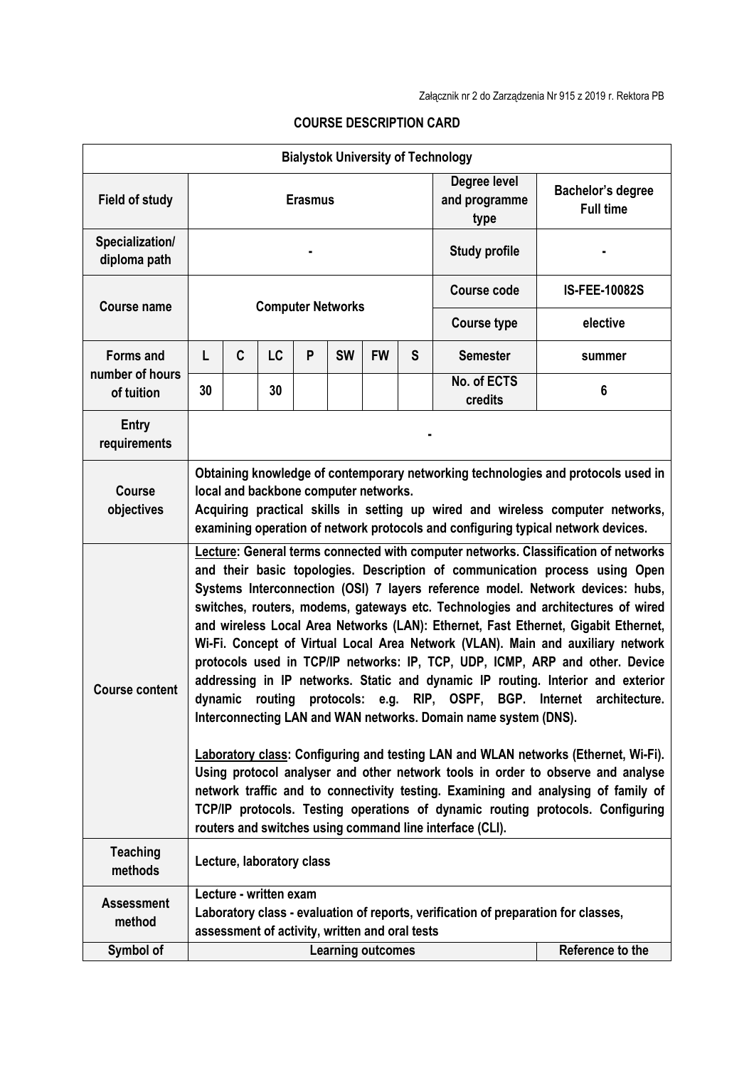Załącznik nr 2 do Zarządzenia Nr 915 z 2019 r. Rektora PB

# COURSE DESCRIPTION CARD

| Bialystok University of Technology | | | | | | | | | |
|---|---|---|---|---|---|---|---|---|---|
| **Field of study** | **Erasmus** | | | | | | | **Degree level and programme type** | **Bachelor's degree Full time** |
| **Specialization/ diploma path** | - | | | | | | | **Study profile** | - |
| **Course name** | **Computer Networks** | | | | | | | **Course code** | **IS-FEE-10082S** |
| | | | | | | | | **Course type** | **elective** |
| **Forms and number of hours of tuition** | **L** | **C** | **LC** | **P** | **SW** | **FW** | **S** | **Semester** | **summer** |
| | **30** | | **30** | | | | | **No. of ECTS credits** | **6** |
| **Entry requirements** | - | | | | | | | | |
| **Course objectives** | Obtaining knowledge of contemporary networking technologies and protocols used in local and backbone computer networks. Acquiring practical skills in setting up wired and wireless computer networks, examining operation of network protocols and configuring typical network devices. | | | | | | | | |
| **Course content** | <u>Lecture</u>: General terms connected with computer networks. Classification of networks and their basic topologies. Description of communication process using Open Systems Interconnection (OSI) 7 layers reference model. Network devices: hubs, switches, routers, modems, gateways etc. Technologies and architectures of wired and wireless Local Area Networks (LAN): Ethernet, Fast Ethernet, Gigabit Ethernet, Wi-Fi. Concept of Virtual Local Area Network (VLAN). Main and auxiliary network protocols used in TCP/IP networks: IP, TCP, UDP, ICMP, ARP and other. Device addressing in IP networks. Static and dynamic IP routing. Interior and exterior dynamic routing protocols: e.g. RIP, OSPF, BGP. Internet architecture. Interconnecting LAN and WAN networks. Domain name system (DNS).<br><br><u>Laboratory class</u>: Configuring and testing LAN and WLAN networks (Ethernet, Wi-Fi). Using protocol analyser and other network tools in order to observe and analyse network traffic and to connectivity testing. Examining and analysing of family of TCP/IP protocols. Testing operations of dynamic routing protocols. Configuring routers and switches using command line interface (CLI). | | | | | | | | |
| **Teaching methods** | Lecture, laboratory class | | | | | | | | |
| **Assessment method** | Lecture - written exam<br>Laboratory class - evaluation of reports, verification of preparation for classes, assessment of activity, written and oral tests | | | | | | | | |
| **Symbol of** | **Learning outcomes** | | | | | | | | **Reference to the** |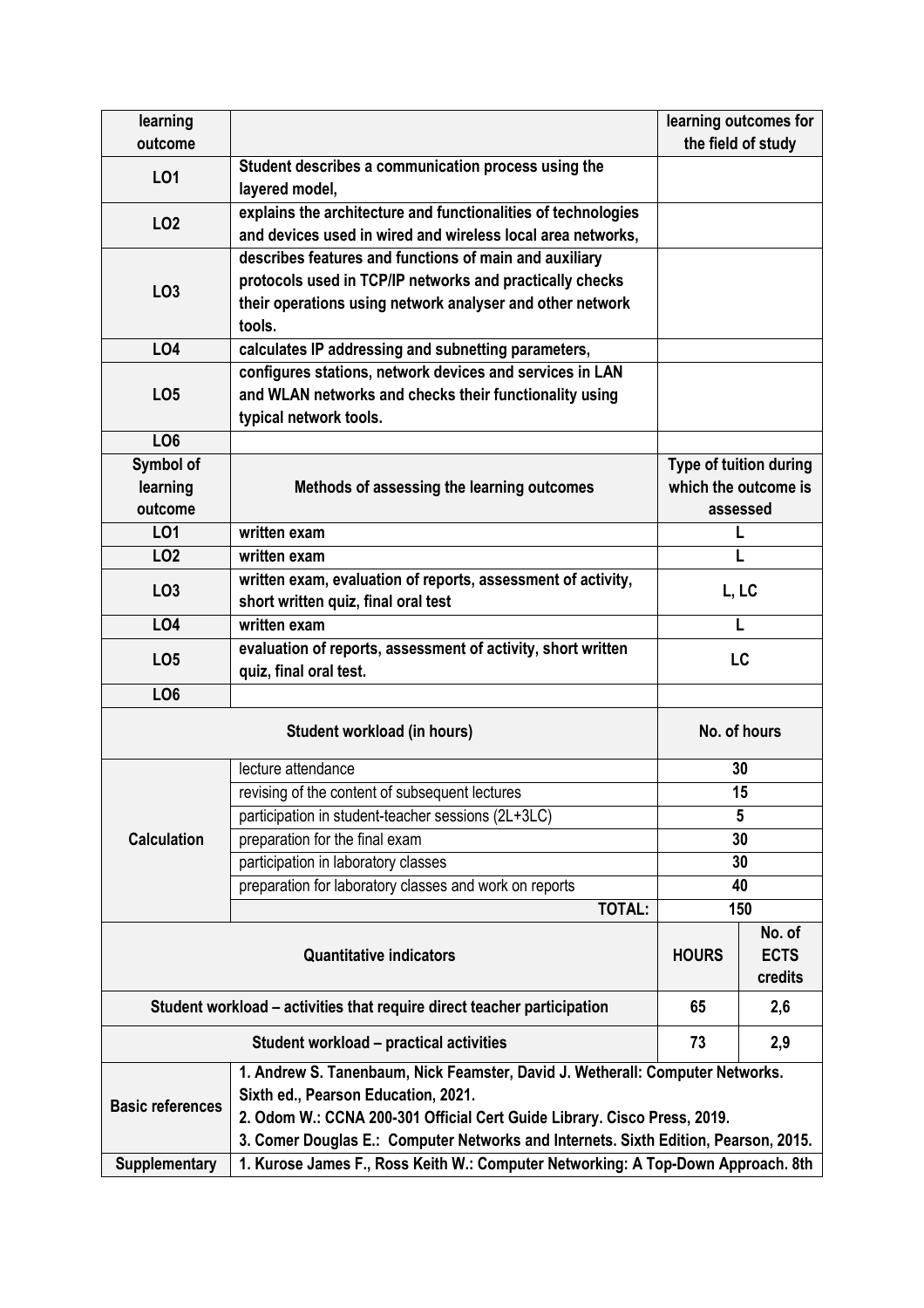| learning outcome | | learning outcomes for the field of study |
|---|---|---|
| LO1 | Student describes a communication process using the layered model, | |
| LO2 | explains the architecture and functionalities of technologies and devices used in wired and wireless local area networks, | |
| LO3 | describes features and functions of main and auxiliary protocols used in TCP/IP networks and practically checks their operations using network analyser and other network tools. | |
| LO4 | calculates IP addressing and subnetting parameters, | |
| LO5 | configures stations, network devices and services in LAN and WLAN networks and checks their functionality using typical network tools. | |
| LO6 | | |

| Symbol of learning outcome | Methods of assessing the learning outcomes | Type of tuition during which the outcome is assessed |
|---|---|---|
| LO1 | written exam | L |
| LO2 | written exam | L |
| LO3 | written exam, evaluation of reports, assessment of activity, short written quiz, final oral test | L, LC |
| LO4 | written exam | L |
| LO5 | evaluation of reports, assessment of activity, short written quiz, final oral test. | LC |
| LO6 | | |

| Student workload (in hours) | | No. of hours |
|---|---|---|
| Calculation | lecture attendance | 30 |
| | revising of the content of subsequent lectures | 15 |
| | participation in student-teacher sessions (2L+3LC) | 5 |
| | preparation for the final exam | 30 |
| | participation in laboratory classes | 30 |
| | preparation for laboratory classes and work on reports | 40 |
| | **TOTAL:** | 150 |

| Quantitative indicators | HOURS | No. of ECTS credits |
|---|---|---|
| Student workload – activities that require direct teacher participation | 65 | 2,6 |
| Student workload – practical activities | 73 | 2,9 |

| | |
|---|---|
| Basic references | 1. Andrew S. Tanenbaum, Nick Feamster, David J. Wetherall: Computer Networks. Sixth ed., Pearson Education, 2021.<br>2. Odom W.: CCNA 200-301 Official Cert Guide Library. Cisco Press, 2019.<br>3. Comer Douglas E.: Computer Networks and Internets. Sixth Edition, Pearson, 2015. |
| Supplementary | 1. Kurose James F., Ross Keith W.: Computer Networking: A Top-Down Approach. 8th |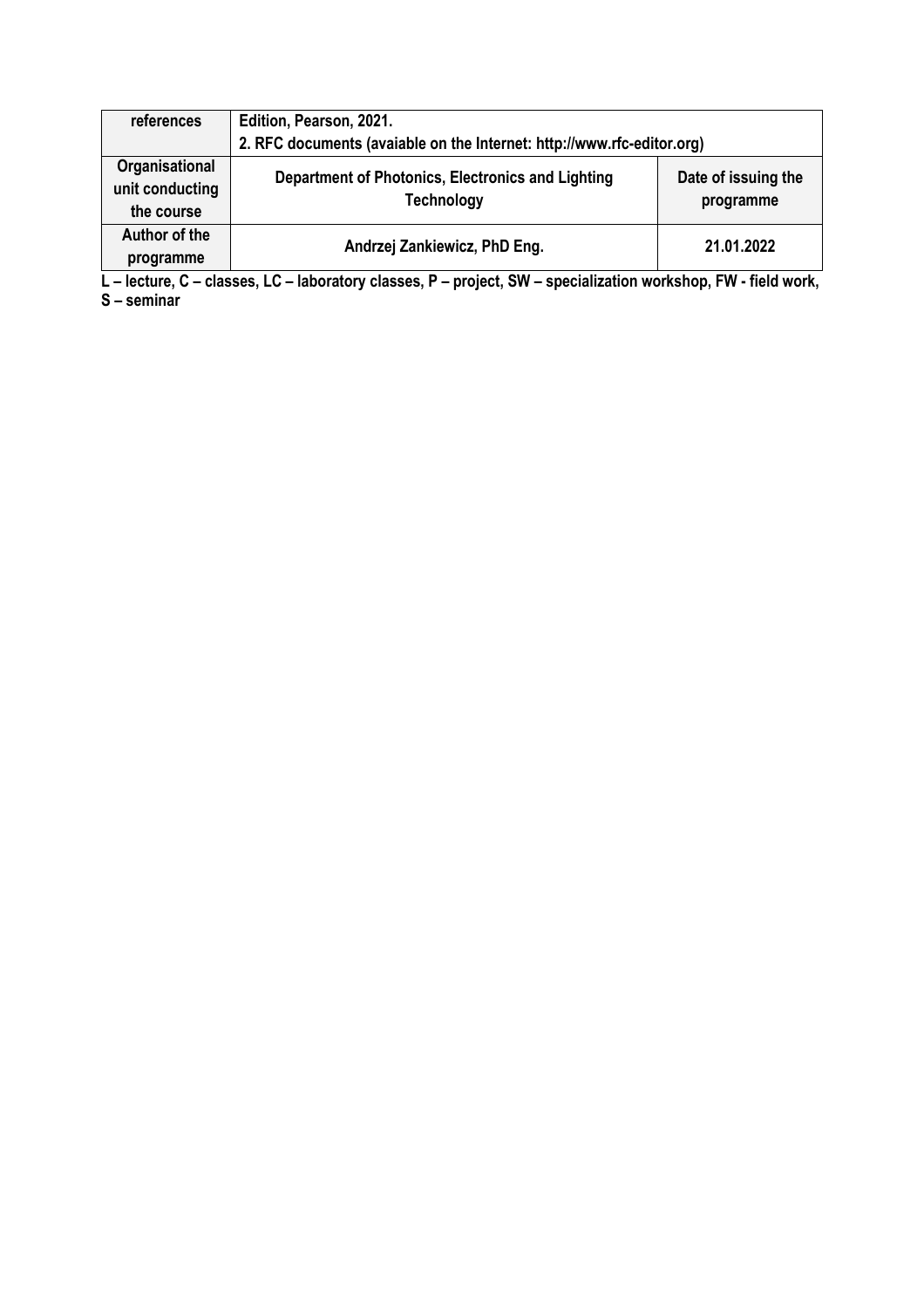| | | |
|---|---|---|
| **references** | **Edition, Pearson, 2021.**<br>**2. RFC documents (avaiable on the Internet: http://www.rfc-editor.org)** | |
| **Organisational unit conducting the course** | **Department of Photonics, Electronics and Lighting Technology** | **Date of issuing the programme** |
| **Author of the programme** | **Andrzej Zankiewicz, PhD Eng.** | **21.01.2022** |

**L – lecture, C – classes, LC – laboratory classes, P – project, SW – specialization workshop, FW - field work, S – seminar**